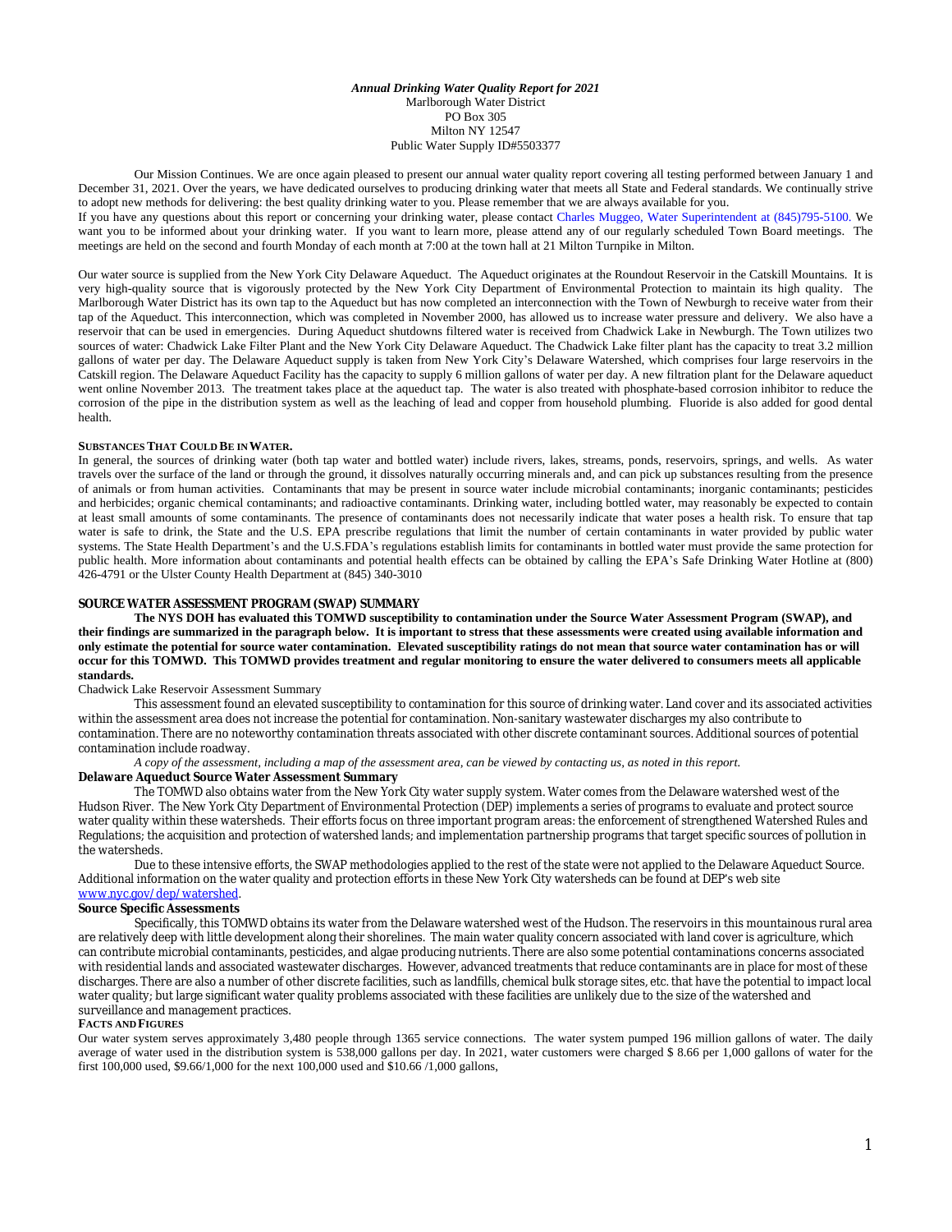***Annual Drinking Water Quality Report for 2021***

Marlborough Water District
PO Box 305
Milton NY 12547
Public Water Supply ID#5503377

Our Mission Continues. We are once again pleased to present our annual water quality report covering all testing performed between January 1 and December 31, 2021. Over the years, we have dedicated ourselves to producing drinking water that meets all State and Federal standards. We continually strive to adopt new methods for delivering: the best quality drinking water to you. Please remember that we are always available for you.

If you have any questions about this report or concerning your drinking water, please contact Charles Muggeo, Water Superintendent at (845)795-5100. We want you to be informed about your drinking water. If you want to learn more, please attend any of our regularly scheduled Town Board meetings. The meetings are held on the second and fourth Monday of each month at 7:00 at the town hall at 21 Milton Turnpike in Milton.

Our water source is supplied from the New York City Delaware Aqueduct. The Aqueduct originates at the Roundout Reservoir in the Catskill Mountains. It is very high-quality source that is vigorously protected by the New York City Department of Environmental Protection to maintain its high quality. The Marlborough Water District has its own tap to the Aqueduct but has now completed an interconnection with the Town of Newburgh to receive water from their tap of the Aqueduct. This interconnection, which was completed in November 2000, has allowed us to increase water pressure and delivery. We also have a reservoir that can be used in emergencies. During Aqueduct shutdowns filtered water is received from Chadwick Lake in Newburgh. The Town utilizes two sources of water: Chadwick Lake Filter Plant and the New York City Delaware Aqueduct. The Chadwick Lake filter plant has the capacity to treat 3.2 million gallons of water per day. The Delaware Aqueduct supply is taken from New York City's Delaware Watershed, which comprises four large reservoirs in the Catskill region. The Delaware Aqueduct Facility has the capacity to supply 6 million gallons of water per day. A new filtration plant for the Delaware aqueduct went online November 2013. The treatment takes place at the aqueduct tap. The water is also treated with phosphate-based corrosion inhibitor to reduce the corrosion of the pipe in the distribution system as well as the leaching of lead and copper from household plumbing. Fluoride is also added for good dental health.

**SUBSTANCES THAT COULD BE IN WATER.**

In general, the sources of drinking water (both tap water and bottled water) include rivers, lakes, streams, ponds, reservoirs, springs, and wells. As water travels over the surface of the land or through the ground, it dissolves naturally occurring minerals and, and can pick up substances resulting from the presence of animals or from human activities. Contaminants that may be present in source water include microbial contaminants; inorganic contaminants; pesticides and herbicides; organic chemical contaminants; and radioactive contaminants. Drinking water, including bottled water, may reasonably be expected to contain at least small amounts of some contaminants. The presence of contaminants does not necessarily indicate that water poses a health risk. To ensure that tap water is safe to drink, the State and the U.S. EPA prescribe regulations that limit the number of certain contaminants in water provided by public water systems. The State Health Department's and the U.S.FDA's regulations establish limits for contaminants in bottled water must provide the same protection for public health. More information about contaminants and potential health effects can be obtained by calling the EPA's Safe Drinking Water Hotline at (800) 426-4791 or the Ulster County Health Department at (845) 340-3010

**SOURCE WATER ASSESSMENT PROGRAM (SWAP) SUMMARY**

**The NYS DOH has evaluated this TOMWD susceptibility to contamination under the Source Water Assessment Program (SWAP), and their findings are summarized in the paragraph below. It is important to stress that these assessments were created using available information and only estimate the potential for source water contamination. Elevated susceptibility ratings do not mean that source water contamination has or will occur for this TOMWD. This TOMWD provides treatment and regular monitoring to ensure the water delivered to consumers meets all applicable standards.**

Chadwick Lake Reservoir Assessment Summary

This assessment found an elevated susceptibility to contamination for this source of drinking water. Land cover and its associated activities within the assessment area does not increase the potential for contamination. Non-sanitary wastewater discharges my also contribute to contamination. There are no noteworthy contamination threats associated with other discrete contaminant sources. Additional sources of potential contamination include roadway.

*A copy of the assessment, including a map of the assessment area, can be viewed by contacting us, as noted in this report.*

**Delaware Aqueduct Source Water Assessment Summary**

The TOMWD also obtains water from the New York City water supply system. Water comes from the Delaware watershed west of the Hudson River. The New York City Department of Environmental Protection (DEP) implements a series of programs to evaluate and protect source water quality within these watersheds. Their efforts focus on three important program areas: the enforcement of strengthened Watershed Rules and Regulations; the acquisition and protection of watershed lands; and implementation partnership programs that target specific sources of pollution in the watersheds.

Due to these intensive efforts, the SWAP methodologies applied to the rest of the state were not applied to the Delaware Aqueduct Source. Additional information on the water quality and protection efforts in these New York City watersheds can be found at DEP's web site www.nyc.gov/dep/watershed.

**Source Specific Assessments**

Specifically, this TOMWD obtains its water from the Delaware watershed west of the Hudson. The reservoirs in this mountainous rural area are relatively deep with little development along their shorelines. The main water quality concern associated with land cover is agriculture, which can contribute microbial contaminants, pesticides, and algae producing nutrients. There are also some potential contaminations concerns associated with residential lands and associated wastewater discharges. However, advanced treatments that reduce contaminants are in place for most of these discharges. There are also a number of other discrete facilities, such as landfills, chemical bulk storage sites, etc. that have the potential to impact local water quality; but large significant water quality problems associated with these facilities are unlikely due to the size of the watershed and surveillance and management practices.

**FACTS AND FIGURES**

Our water system serves approximately 3,480 people through 1365 service connections. The water system pumped 196 million gallons of water. The daily average of water used in the distribution system is 538,000 gallons per day. In 2021, water customers were charged $ 8.66 per 1,000 gallons of water for the first 100,000 used, $9.66/1,000 for the next 100,000 used and $10.66 /1,000 gallons,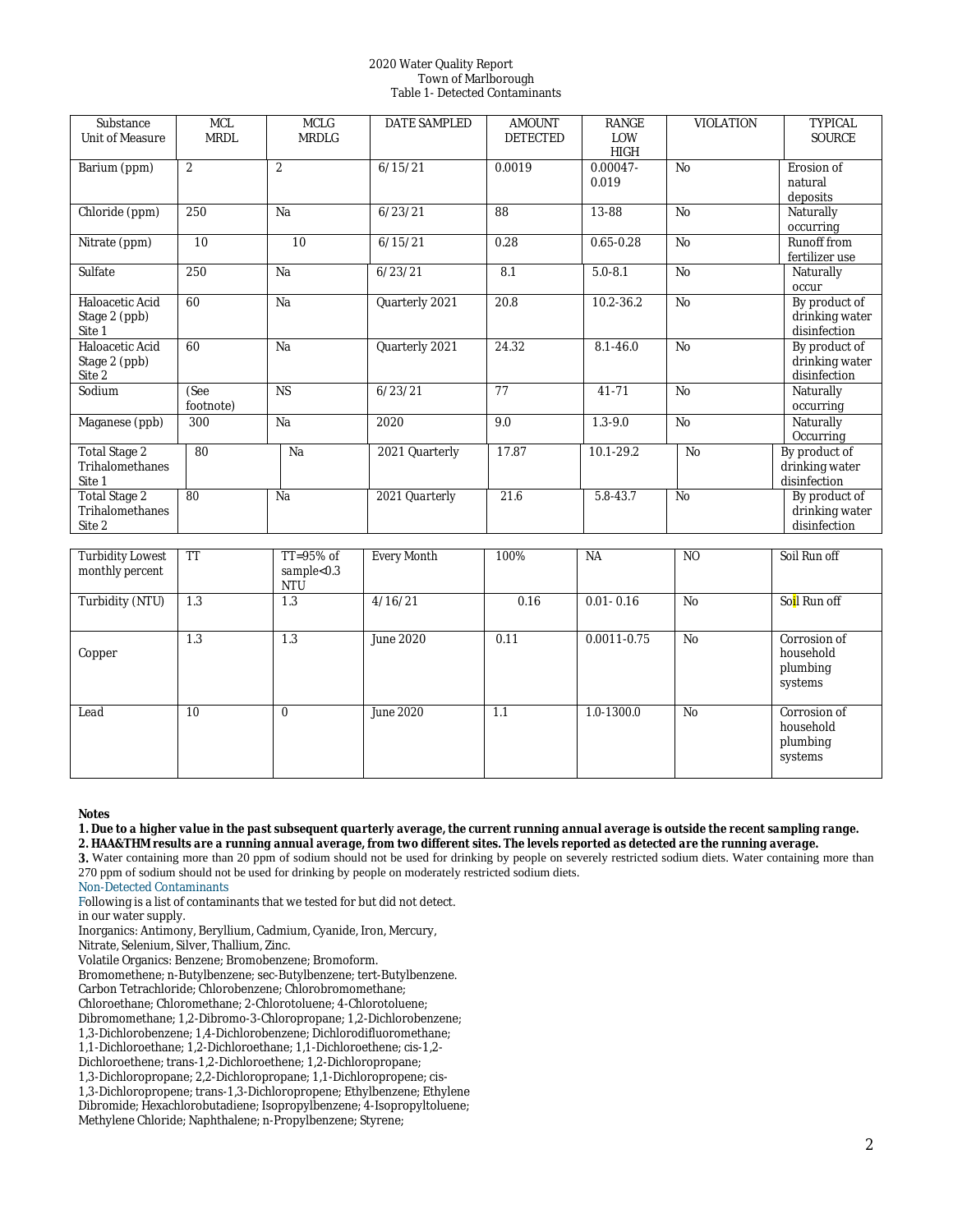2020 Water Quality Report
Town of Marlborough
Table 1- Detected Contaminants

| Substance Unit of Measure | MCL MRDL | MCLG MRDLG | DATE SAMPLED | AMOUNT DETECTED | RANGE LOW HIGH | VIOLATION | TYPICAL SOURCE |
|---|---|---|---|---|---|---|---|
| Barium (ppm) | 2 | 2 | 6/15/21 | 0.0019 | 0.00047-0.019 | No | Erosion of natural deposits |
| Chloride (ppm) | 250 | Na | 6/23/21 | 88 | 13-88 | No | Naturally occurring |
| Nitrate (ppm) | 10 | 10 | 6/15/21 | 0.28 | 0.65-0.28 | No | Runoff from fertilizer use |
| Sulfate | 250 | Na | 6/23/21 | 8.1 | 5.0-8.1 | No | Naturally occur |
| Haloacetic Acid Stage 2 (ppb) Site 1 | 60 | Na | Quarterly 2021 | 20.8 | 10.2-36.2 | No | By product of drinking water disinfection |
| Haloacetic Acid Stage 2 (ppb) Site 2 | 60 | Na | Quarterly 2021 | 24.32 | 8.1-46.0 | No | By product of drinking water disinfection |
| Sodium | (See footnote) | NS | 6/23/21 | 77 | 41-71 | No | Naturally occurring |
| Maganese (ppb) | 300 | Na | 2020 | 9.0 | 1.3-9.0 | No | Naturally Occurring |
| Total Stage 2 Trihalomethanes Site 1 | 80 | Na | 2021 Quarterly | 17.87 | 10.1-29.2 | No | By product of drinking water disinfection |
| Total Stage 2 Trihalomethanes Site 2 | 80 | Na | 2021 Quarterly | 21.6 | 5.8-43.7 | No | By product of drinking water disinfection |
| Turbidity Lowest monthly percent | TT | TT=95% of sample<0.3 NTU | Every Month | 100% | NA | NO | Soil Run off |
| Turbidity (NTU) | 1.3 | 1.3 | 4/16/21 | 0.16 | 0.01- 0.16 | No | Soil Run off |
| Copper | 1.3 | 1.3 | June 2020 | 0.11 | 0.0011-0.75 | No | Corrosion of household plumbing systems |
| Lead | 10 | 0 | June 2020 | 1.1 | 1.0-1300.0 | No | Corrosion of household plumbing systems |

**Notes**

**1. Due to a higher value in the past subsequent quarterly average, the current running annual average is outside the recent sampling range.**

**2. HAA&THM results are a running annual average, from two different sites. The levels reported as detected are the running average.**

**3.** Water containing more than 20 ppm of sodium should not be used for drinking by people on severely restricted sodium diets. Water containing more than 270 ppm of sodium should not be used for drinking by people on moderately restricted sodium diets.

Non-Detected Contaminants

Following is a list of contaminants that we tested for but did not detect. in our water supply.

Inorganics: Antimony, Beryllium, Cadmium, Cyanide, Iron, Mercury, Nitrate, Selenium, Silver, Thallium, Zinc.

Volatile Organics: Benzene; Bromobenzene; Bromoform. Bromomethene; n-Butylbenzene; sec-Butylbenzene; tert-Butylbenzene. Carbon Tetrachloride; Chlorobenzene; Chlorobromomethane; Chloroethane; Chloromethane; 2-Chlorotoluene; 4-Chlorotoluene; Dibromomethane; 1,2-Dibromo-3-Chloropropane; 1,2-Dichlorobenzene; 1,3-Dichlorobenzene; 1,4-Dichlorobenzene; Dichlorodifluoromethane; 1,1-Dichloroethane; 1,2-Dichloroethane; 1,1-Dichloroethene; cis-1,2-Dichloroethene; trans-1,2-Dichloroethene; 1,2-Dichloropropane; 1,3-Dichloropropane; 2,2-Dichloropropane; 1,1-Dichloropropene; cis-1,3-Dichloropropene; trans-1,3-Dichloropropene; Ethylbenzene; Ethylene Dibromide; Hexachlorobutadiene; Isopropylbenzene; 4-Isopropyltoluene; Methylene Chloride; Naphthalene; n-Propylbenzene; Styrene;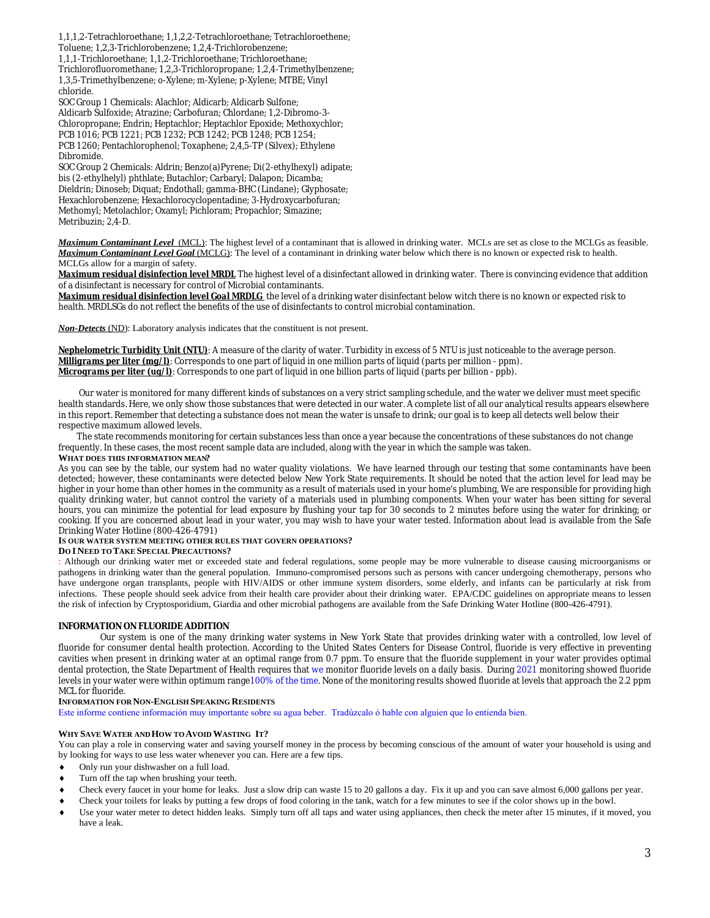1,1,1,2-Tetrachloroethane; 1,1,2,2-Tetrachloroethane; Tetrachloroethene; Toluene; 1,2,3-Trichlorobenzene; 1,2,4-Trichlorobenzene; 1,1,1-Trichloroethane; 1,1,2-Trichloroethane; Trichloroethane; Trichlorofluoromethane; 1,2,3-Trichloropropane; 1,2,4-Trimethylbenzene; 1,3,5-Trimethylbenzene; o-Xylene; m-Xylene; p-Xylene; MTBE; Vinyl chloride.

SOC Group 1 Chemicals: Alachlor; Aldicarb; Aldicarb Sulfone; Aldicarb Sulfoxide; Atrazine; Carbofuran; Chlordane; 1,2-Dibromo-3-Chloropropane; Endrin; Heptachlor; Heptachlor Epoxide; Methoxychlor; PCB 1016; PCB 1221; PCB 1232; PCB 1242; PCB 1248; PCB 1254; PCB 1260; Pentachlorophenol; Toxaphene; 2,4,5-TP (Silvex); Ethylene Dibromide.

SOC Group 2 Chemicals: Aldrin; Benzo(a)Pyrene; Di(2-ethylhexyl) adipate; bis (2-ethylhelyl) phthlate; Butachlor; Carbaryl; Dalapon; Dicamba; Dieldrin; Dinoseb; Diquat; Endothall; gamma-BHC (Lindane); Glyphosate; Hexachlorobenzene; Hexachlorocyclopentadine; 3-Hydroxycarbofuran; Methomyl; Metolachlor; Oxamyl; Pichloram; Propachlor; Simazine; Metribuzin; 2,4-D.

***Maximum Contaminant Level*** (MCL): The highest level of a contaminant that is allowed in drinking water. MCLs are set as close to the MCLGs as feasible.
***Maximum Contaminant Level Goal*** (MCLG): The level of a contaminant in drinking water below which there is no known or expected risk to health. MCLGs allow for a margin of safety.
**Maximum residual disinfection level MRDL** The highest level of a disinfectant allowed in drinking water. There is convincing evidence that addition of a disinfectant is necessary for control of Microbial contaminants.
***Maximum residual disinfection level Goal* MRDLG** the level of a drinking water disinfectant below witch there is no known or expected risk to health. MRDLSGs do not reflect the benefits of the use of disinfectants to control microbial contamination.

***Non-Detects*** (ND): Laboratory analysis indicates that the constituent is not present.

**Nephelometric Turbidity Unit (NTU)**: A measure of the clarity of water. Turbidity in excess of 5 NTU is just noticeable to the average person.
***Milligrams per liter (mg/l)***: Corresponds to one part of liquid in one million parts of liquid (parts per million - ppm).
***Micrograms per liter (ug/l)***: Corresponds to one part of liquid in one billion parts of liquid (parts per billion - ppb).

Our water is monitored for many different kinds of substances on a very strict sampling schedule, and the water we deliver must meet specific health standards. Here, we only show those substances that were detected in our water. A complete list of all our analytical results appears elsewhere in this report. Remember that detecting a substance does not mean the water is unsafe to drink; our goal is to keep all detects well below their respective maximum allowed levels.

The state recommends monitoring for certain substances less than once a year because the concentrations of these substances do not change frequently. In these cases, the most recent sample data are included, along with the year in which the sample was taken.

**WHAT DOES THIS INFORMATION MEAN?**

As you can see by the table, our system had no water quality violations. We have learned through our testing that some contaminants have been detected; however, these contaminants were detected below New York State requirements. It should be noted that the action level for lead may be higher in your home than other homes in the community as a result of materials used in your home's plumbing, We are responsible for providing high quality drinking water, but cannot control the variety of a materials used in plumbing components. When your water has been sitting for several hours, you can minimize the potential for lead exposure by flushing your tap for 30 seconds to 2 minutes before using the water for drinking; or cooking. If you are concerned about lead in your water, you may wish to have your water tested. Information about lead is available from the Safe Drinking Water Hotline (800-426-4791)

**IS OUR WATER SYSTEM MEETING OTHER RULES THAT GOVERN OPERATIONS?**

**DO I NEED TO TAKE SPECIAL PRECAUTIONS?**

: Although our drinking water met or exceeded state and federal regulations, some people may be more vulnerable to disease causing microorganisms or pathogens in drinking water than the general population. Immuno-compromised persons such as persons with cancer undergoing chemotherapy, persons who have undergone organ transplants, people with HIV/AIDS or other immune system disorders, some elderly, and infants can be particularly at risk from infections. These people should seek advice from their health care provider about their drinking water. EPA/CDC guidelines on appropriate means to lessen the risk of infection by Cryptosporidium, Giardia and other microbial pathogens are available from the Safe Drinking Water Hotline (800-426-4791).

**INFORMATION ON FLUORIDE ADDITION**

Our system is one of the many drinking water systems in New York State that provides drinking water with a controlled, low level of fluoride for consumer dental health protection. According to the United States Centers for Disease Control, fluoride is very effective in preventing cavities when present in drinking water at an optimal range from 0.7 ppm. To ensure that the fluoride supplement in your water provides optimal dental protection, the State Department of Health requires that we monitor fluoride levels on a daily basis. During 2021 monitoring showed fluoride levels in your water were within optimum range100% of the time. None of the monitoring results showed fluoride at levels that approach the 2.2 ppm MCL for fluoride.

**INFORMATION FOR NON-ENGLISH SPEAKING RESIDENTS**

Este informe contiene información muy importante sobre su agua beber. Tradúzcalo ó hable con alguien que lo entienda bien.

**WHY SAVE WATER AND HOW TO AVOID WASTING IT?**

You can play a role in conserving water and saving yourself money in the process by becoming conscious of the amount of water your household is using and by looking for ways to use less water whenever you can. Here are a few tips.

- Only run your dishwasher on a full load.
- Turn off the tap when brushing your teeth.
- Check every faucet in your home for leaks. Just a slow drip can waste 15 to 20 gallons a day. Fix it up and you can save almost 6,000 gallons per year.
- Check your toilets for leaks by putting a few drops of food coloring in the tank, watch for a few minutes to see if the color shows up in the bowl.
- Use your water meter to detect hidden leaks. Simply turn off all taps and water using appliances, then check the meter after 15 minutes, if it moved, you have a leak.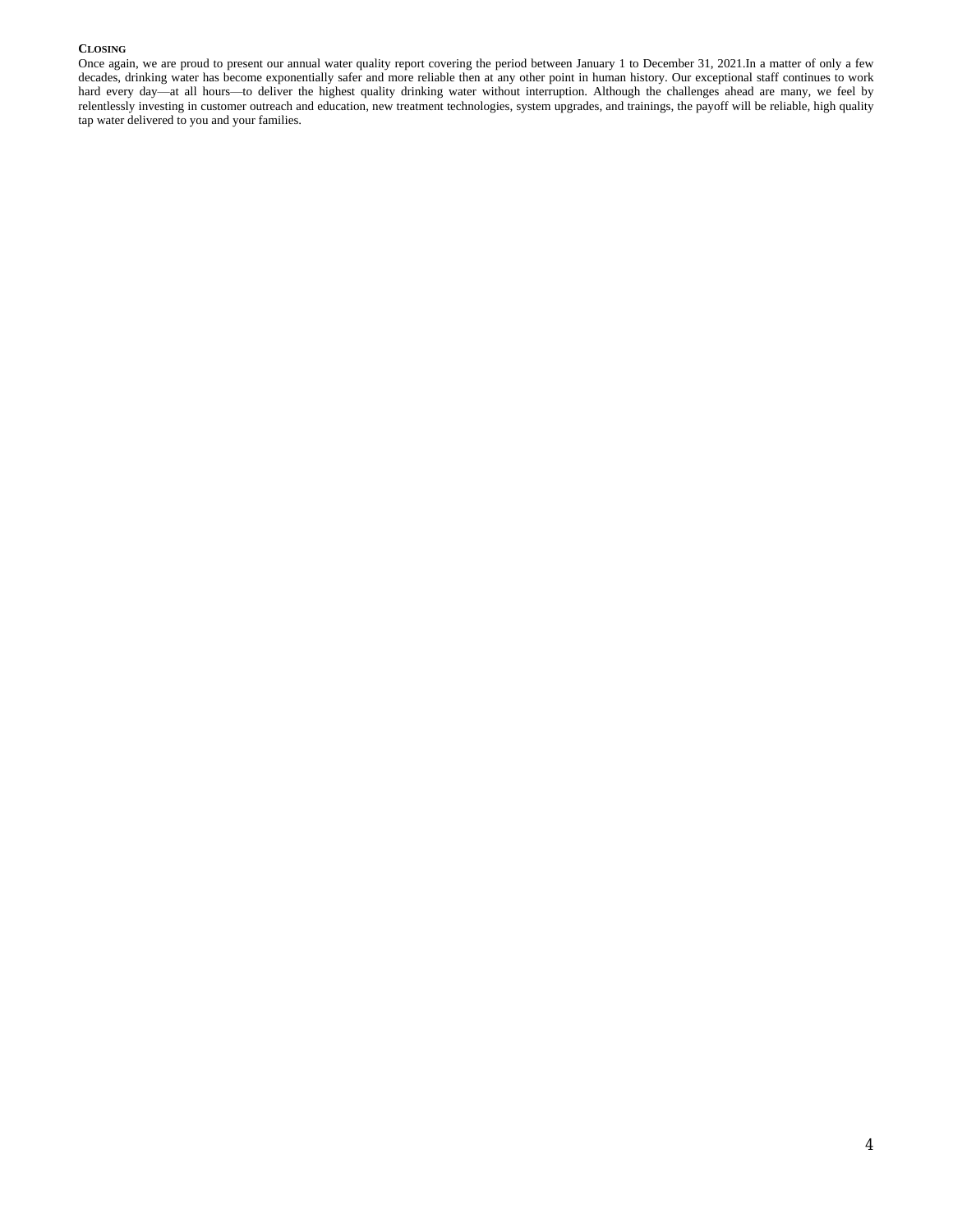**CLOSING**

Once again, we are proud to present our annual water quality report covering the period between January 1 to December 31, 2021.In a matter of only a few decades, drinking water has become exponentially safer and more reliable then at any other point in human history. Our exceptional staff continues to work hard every day—at all hours—to deliver the highest quality drinking water without interruption. Although the challenges ahead are many, we feel by relentlessly investing in customer outreach and education, new treatment technologies, system upgrades, and trainings, the payoff will be reliable, high quality tap water delivered to you and your families.